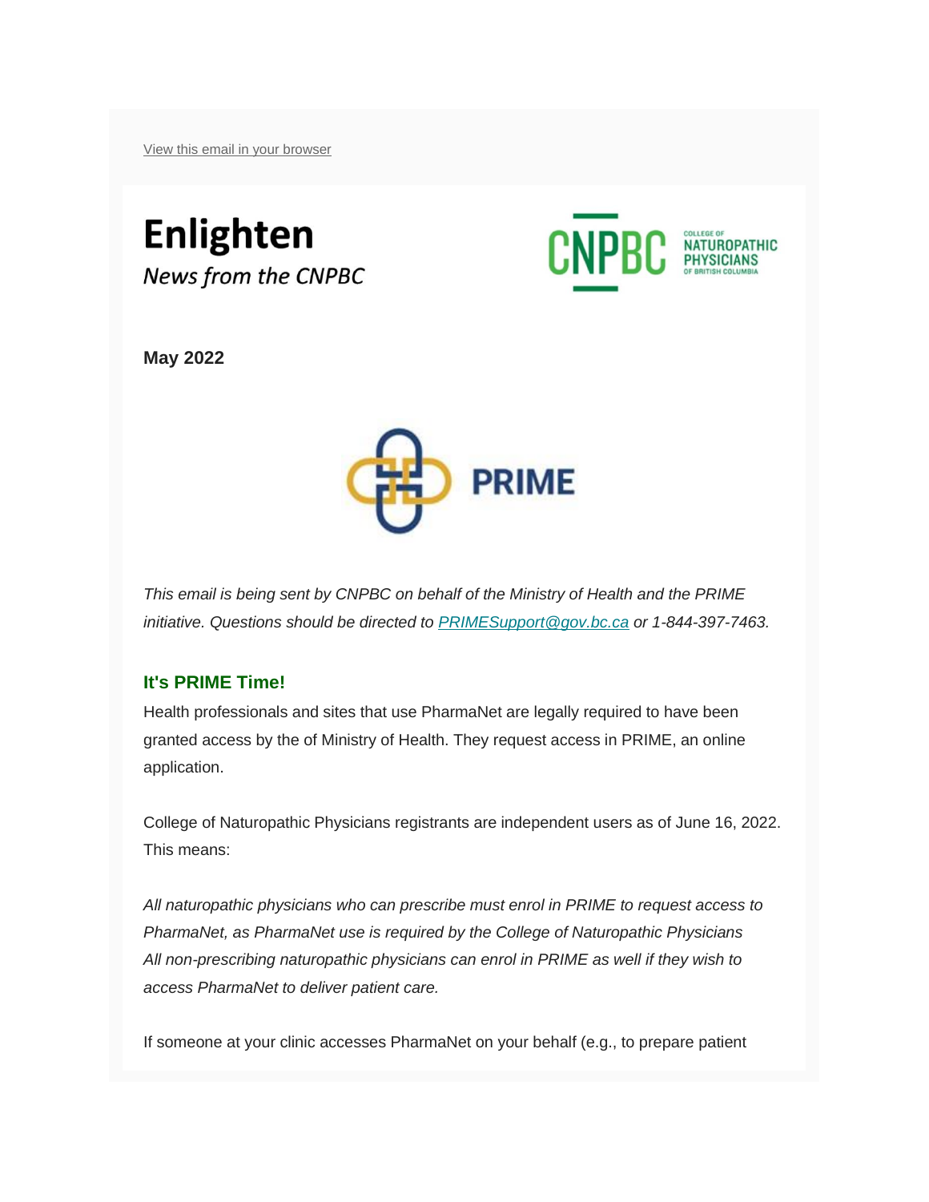View this email in your browser

# Enlighten

*News from the CNPBC*

CNPBC COLLEGE OF NATUROPATHIC PHYSICIANS OF BRITISH COLUMBIA

**May 2022**

PRIME

*This email is being sent by CNPBC on behalf of the Ministry of Health and the PRIME initiative. Questions should be directed to PRIMESupport@gov.bc.ca or 1-844-397-7463.*

## It's PRIME Time!

Health professionals and sites that use PharmaNet are legally required to have been granted access by the of Ministry of Health. They request access in PRIME, an online application.

College of Naturopathic Physicians registrants are independent users as of June 16, 2022. This means:

*All naturopathic physicians who can prescribe must enrol in PRIME to request access to PharmaNet, as PharmaNet use is required by the College of Naturopathic Physicians*
*All non-prescribing naturopathic physicians can enrol in PRIME as well if they wish to access PharmaNet to deliver patient care.*

If someone at your clinic accesses PharmaNet on your behalf (e.g., to prepare patient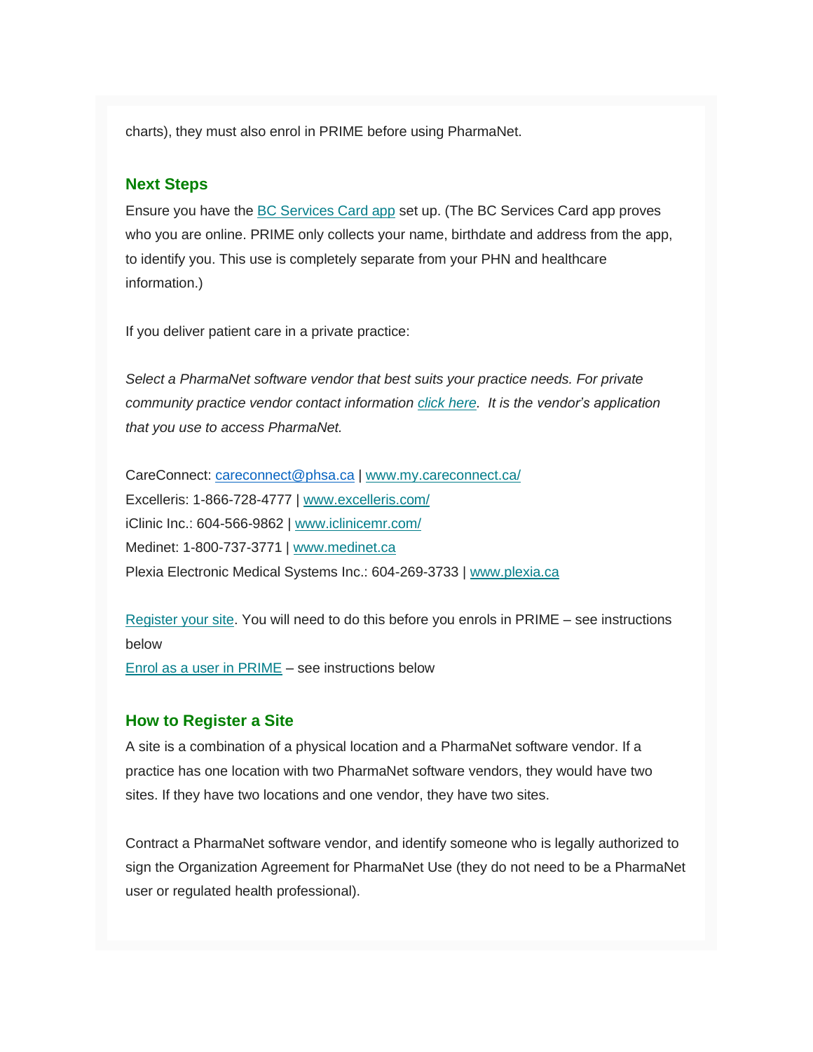charts), they must also enrol in PRIME before using PharmaNet.

## Next Steps

Ensure you have the [BC Services Card app]() set up. (The BC Services Card app proves who you are online. PRIME only collects your name, birthdate and address from the app, to identify you. This use is completely separate from your PHN and healthcare information.)

If you deliver patient care in a private practice:

*Select a PharmaNet software vendor that best suits your practice needs. For private community practice vendor contact information [click here](). It is the vendor's application that you use to access PharmaNet.*

CareConnect: careconnect@phsa.ca | www.my.careconnect.ca/
Excelleris: 1-866-728-4777 | www.excelleris.com/
iClinic Inc.: 604-566-9862 | www.iclinicemr.com/
Medinet: 1-800-737-3771 | www.medinet.ca
Plexia Electronic Medical Systems Inc.: 604-269-3733 | www.plexia.ca

[Register your site](). You will need to do this before you enrols in PRIME – see instructions below
[Enrol as a user in PRIME]() – see instructions below

## How to Register a Site

A site is a combination of a physical location and a PharmaNet software vendor. If a practice has one location with two PharmaNet software vendors, they would have two sites. If they have two locations and one vendor, they have two sites.

Contract a PharmaNet software vendor, and identify someone who is legally authorized to sign the Organization Agreement for PharmaNet Use (they do not need to be a PharmaNet user or regulated health professional).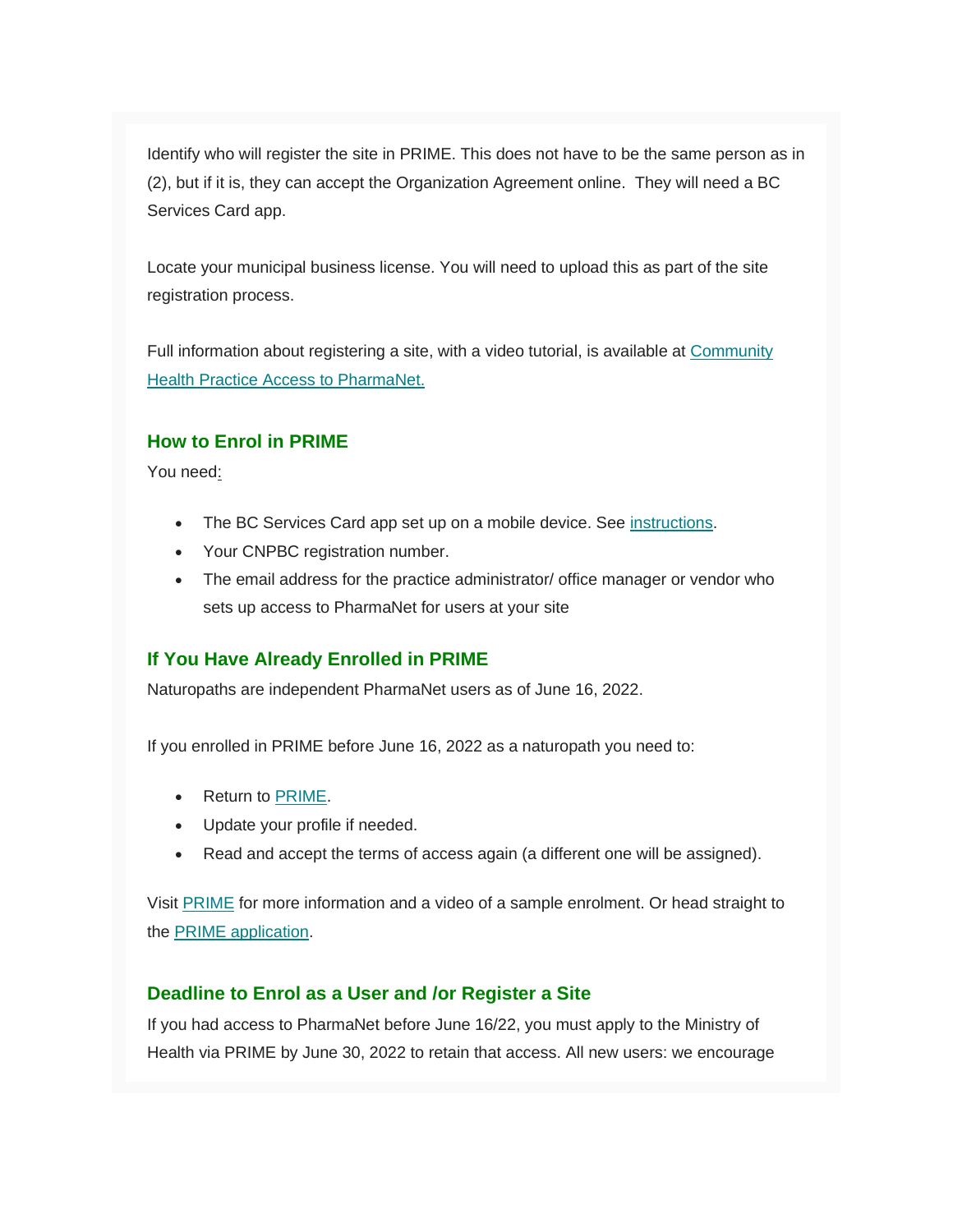Identify who will register the site in PRIME. This does not have to be the same person as in (2), but if it is, they can accept the Organization Agreement online. They will need a BC Services Card app.

Locate your municipal business license. You will need to upload this as part of the site registration process.

Full information about registering a site, with a video tutorial, is available at [Community Health Practice Access to PharmaNet.]()

## How to Enrol in PRIME

You need:

- The BC Services Card app set up on a mobile device. See [instructions]().
- Your CNPBC registration number.
- The email address for the practice administrator/ office manager or vendor who sets up access to PharmaNet for users at your site

## If You Have Already Enrolled in PRIME

Naturopaths are independent PharmaNet users as of June 16, 2022.

If you enrolled in PRIME before June 16, 2022 as a naturopath you need to:

- Return to [PRIME]().
- Update your profile if needed.
- Read and accept the terms of access again (a different one will be assigned).

Visit [PRIME]() for more information and a video of a sample enrolment. Or head straight to the [PRIME application]().

## Deadline to Enrol as a User and /or Register a Site

If you had access to PharmaNet before June 16/22, you must apply to the Ministry of Health via PRIME by June 30, 2022 to retain that access. All new users: we encourage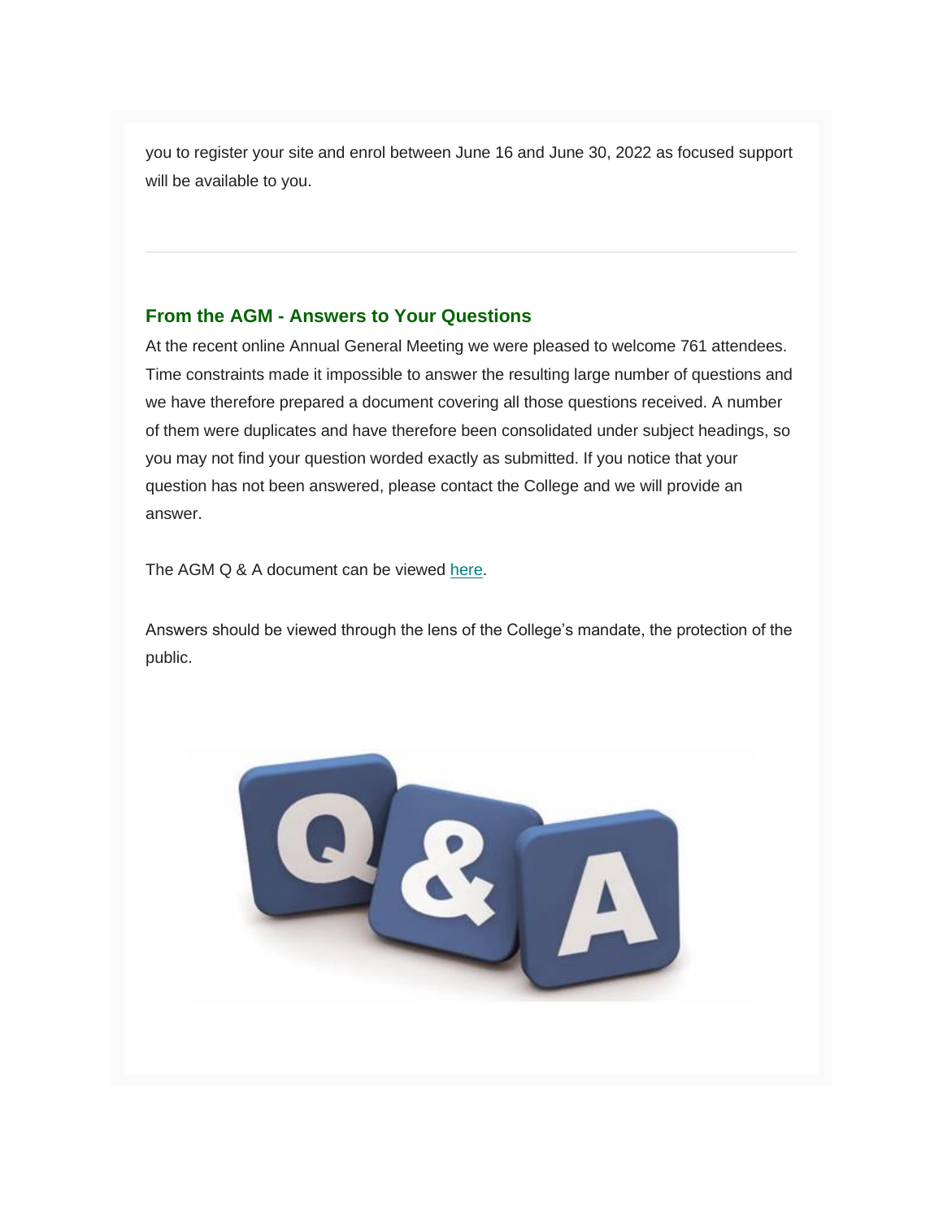you to register your site and enrol between June 16 and June 30, 2022 as focused support will be available to you.

---

## From the AGM - Answers to Your Questions

At the recent online Annual General Meeting we were pleased to welcome 761 attendees. Time constraints made it impossible to answer the resulting large number of questions and we have therefore prepared a document covering all those questions received. A number of them were duplicates and have therefore been consolidated under subject headings, so you may not find your question worded exactly as submitted. If you notice that your question has not been answered, please contact the College and we will provide an answer.

The AGM Q & A document can be viewed here.

Answers should be viewed through the lens of the College's mandate, the protection of the public.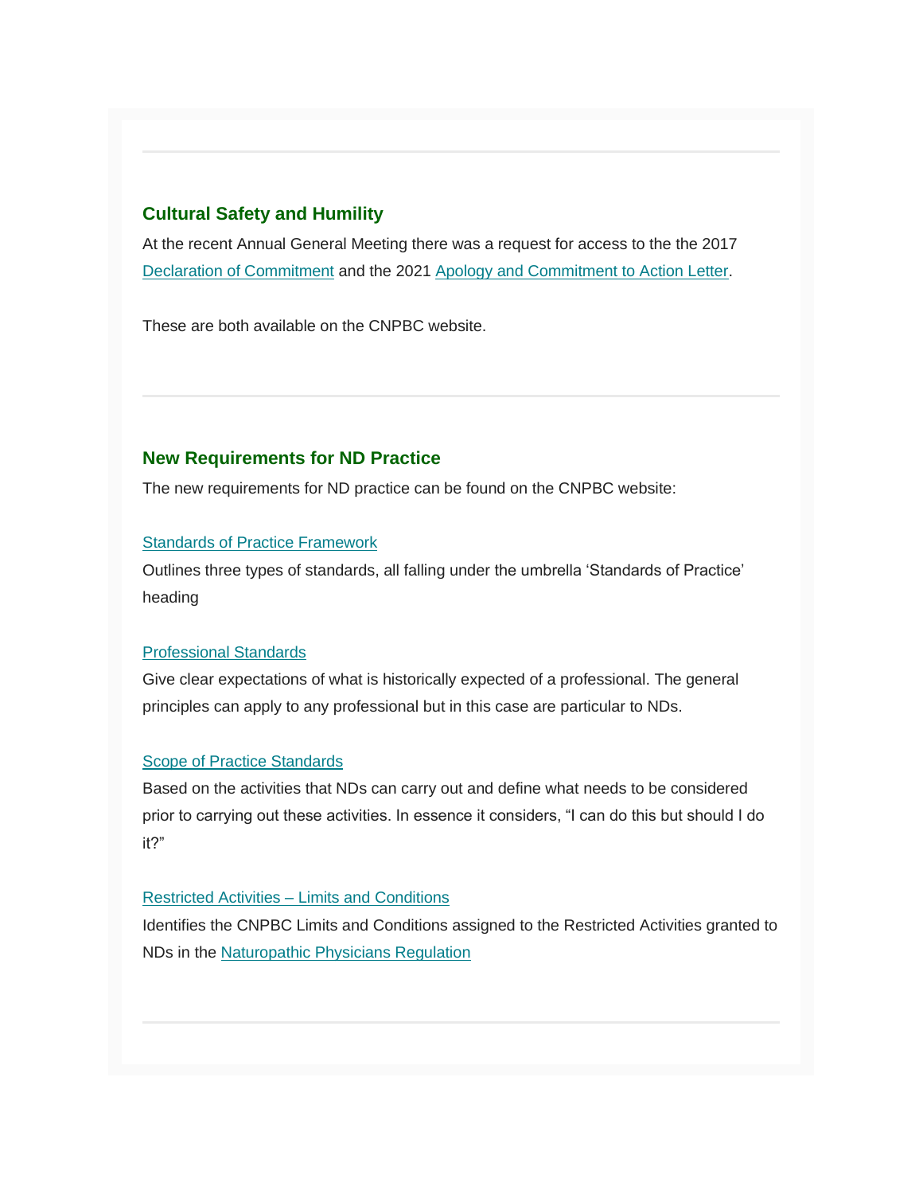---

## Cultural Safety and Humility

At the recent Annual General Meeting there was a request for access to the the 2017 [Declaration of Commitment] and the 2021 [Apology and Commitment to Action Letter].

These are both available on the CNPBC website.

---

## New Requirements for ND Practice

The new requirements for ND practice can be found on the CNPBC website:

[Standards of Practice Framework]

Outlines three types of standards, all falling under the umbrella 'Standards of Practice' heading

[Professional Standards]

Give clear expectations of what is historically expected of a professional. The general principles can apply to any professional but in this case are particular to NDs.

[Scope of Practice Standards]

Based on the activities that NDs can carry out and define what needs to be considered prior to carrying out these activities. In essence it considers, "I can do this but should I do it?"

[Restricted Activities – Limits and Conditions]

Identifies the CNPBC Limits and Conditions assigned to the Restricted Activities granted to NDs in the [Naturopathic Physicians Regulation]

---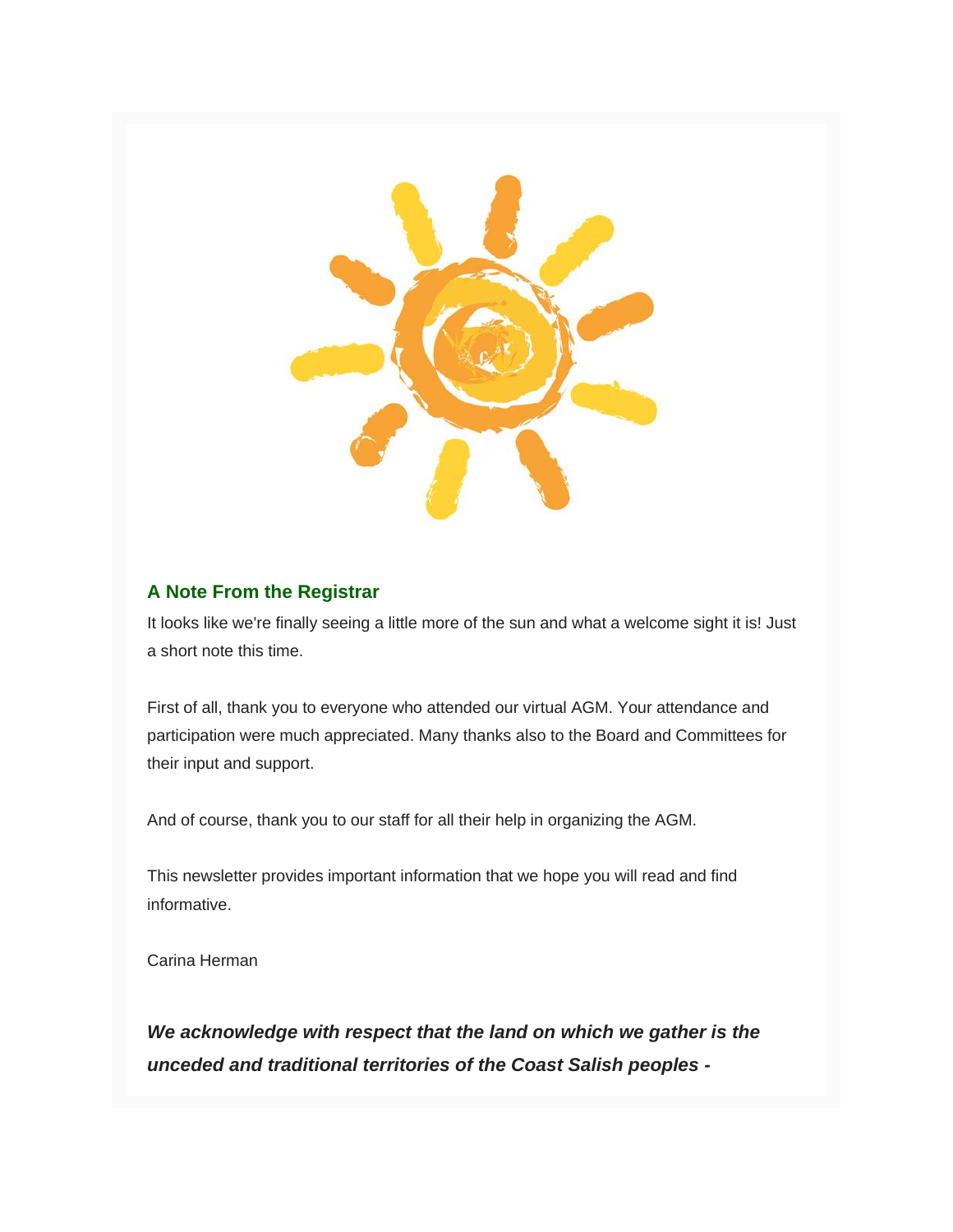## A Note From the Registrar

It looks like we're finally seeing a little more of the sun and what a welcome sight it is! Just a short note this time.

First of all, thank you to everyone who attended our virtual AGM. Your attendance and participation were much appreciated. Many thanks also to the Board and Committees for their input and support.

And of course, thank you to our staff for all their help in organizing the AGM.

This newsletter provides important information that we hope you will read and find informative.

Carina Herman

***We acknowledge with respect that the land on which we gather is the unceded and traditional territories of the Coast Salish peoples -***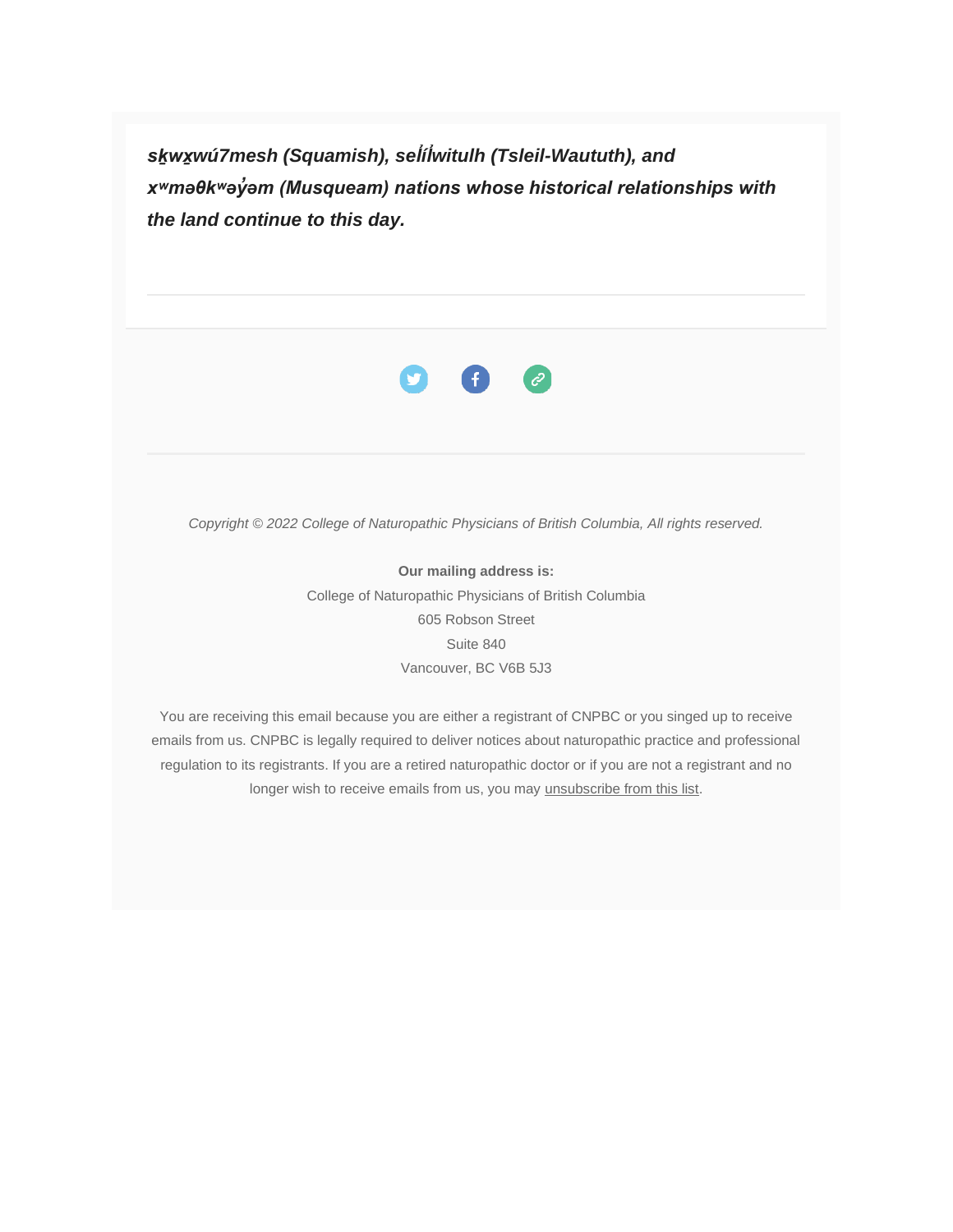***sḵwx̱wú7mesh (Squamish), səl̓ílwitulh (Tsleil-Waututh), and xʷməθkʷəy̓əm (Musqueam) nations whose historical relationships with the land continue to this day.***

---

---

*Copyright © 2022 College of Naturopathic Physicians of British Columbia, All rights reserved.*

**Our mailing address is:**
College of Naturopathic Physicians of British Columbia
605 Robson Street
Suite 840
Vancouver, BC V6B 5J3

You are receiving this email because you are either a registrant of CNPBC or you singed up to receive emails from us. CNPBC is legally required to deliver notices about naturopathic practice and professional regulation to its registrants. If you are a retired naturopathic doctor or if you are not a registrant and no longer wish to receive emails from us, you may unsubscribe from this list.